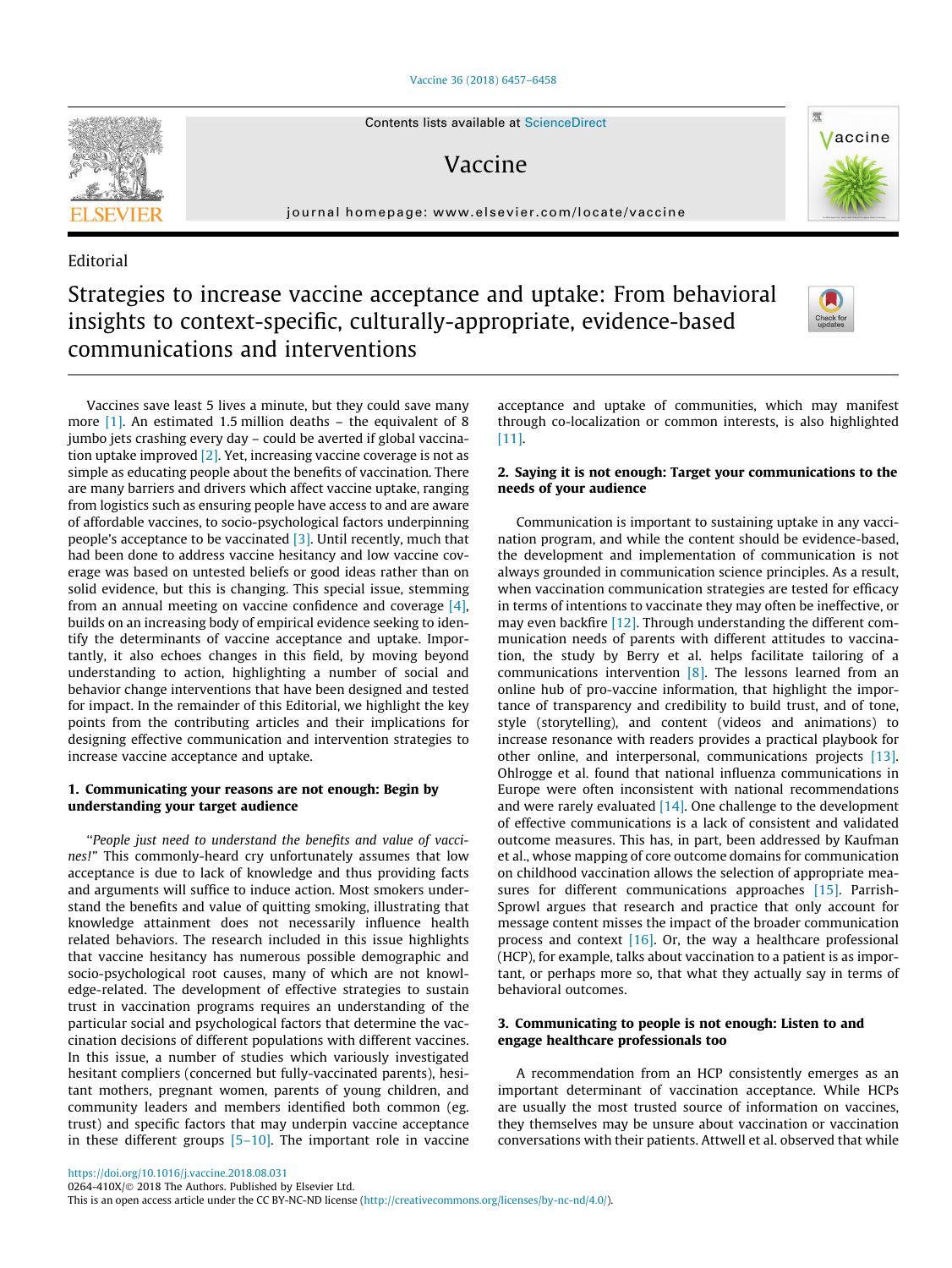Editorial

# Strategies to increase vaccine acceptance and uptake: From behavioral insights to context-specific, culturally-appropriate, evidence-based communications and interventions

Vaccines save least 5 lives a minute, but they could save many more [1]. An estimated 1.5 million deaths – the equivalent of 8 jumbo jets crashing every day – could be averted if global vaccination uptake improved [2]. Yet, increasing vaccine coverage is not as simple as educating people about the benefits of vaccination. There are many barriers and drivers which affect vaccine uptake, ranging from logistics such as ensuring people have access to and are aware of affordable vaccines, to socio-psychological factors underpinning people's acceptance to be vaccinated [3]. Until recently, much that had been done to address vaccine hesitancy and low vaccine coverage was based on untested beliefs or good ideas rather than on solid evidence, but this is changing. This special issue, stemming from an annual meeting on vaccine confidence and coverage [4], builds on an increasing body of empirical evidence seeking to identify the determinants of vaccine acceptance and uptake. Importantly, it also echoes changes in this field, by moving beyond understanding to action, highlighting a number of social and behavior change interventions that have been designed and tested for impact. In the remainder of this Editorial, we highlight the key points from the contributing articles and their implications for designing effective communication and intervention strategies to increase vaccine acceptance and uptake.

## 1. Communicating your reasons are not enough: Begin by understanding your target audience

"*People just need to understand the benefits and value of vaccines!*" This commonly-heard cry unfortunately assumes that low acceptance is due to lack of knowledge and thus providing facts and arguments will suffice to induce action. Most smokers understand the benefits and value of quitting smoking, illustrating that knowledge attainment does not necessarily influence health related behaviors. The research included in this issue highlights that vaccine hesitancy has numerous possible demographic and socio-psychological root causes, many of which are not knowledge-related. The development of effective strategies to sustain trust in vaccination programs requires an understanding of the particular social and psychological factors that determine the vaccination decisions of different populations with different vaccines. In this issue, a number of studies which variously investigated hesitant compliers (concerned but fully-vaccinated parents), hesitant mothers, pregnant women, parents of young children, and community leaders and members identified both common (eg. trust) and specific factors that may underpin vaccine acceptance in these different groups [5–10]. The important role in vaccine acceptance and uptake of communities, which may manifest through co-localization or common interests, is also highlighted [11].

## 2. Saying it is not enough: Target your communications to the needs of your audience

Communication is important to sustaining uptake in any vaccination program, and while the content should be evidence-based, the development and implementation of communication is not always grounded in communication science principles. As a result, when vaccination communication strategies are tested for efficacy in terms of intentions to vaccinate they may often be ineffective, or may even backfire [12]. Through understanding the different communication needs of parents with different attitudes to vaccination, the study by Berry et al. helps facilitate tailoring of a communications intervention [8]. The lessons learned from an online hub of pro-vaccine information, that highlight the importance of transparency and credibility to build trust, and of tone, style (storytelling), and content (videos and animations) to increase resonance with readers provides a practical playbook for other online, and interpersonal, communications projects [13]. Ohlrogge et al. found that national influenza communications in Europe were often inconsistent with national recommendations and were rarely evaluated [14]. One challenge to the development of effective communications is a lack of consistent and validated outcome measures. This has, in part, been addressed by Kaufman et al., whose mapping of core outcome domains for communication on childhood vaccination allows the selection of appropriate measures for different communications approaches [15]. Parrish-Sprowl argues that research and practice that only account for message content misses the impact of the broader communication process and context [16]. Or, the way a healthcare professional (HCP), for example, talks about vaccination to a patient is as important, or perhaps more so, that what they actually say in terms of behavioral outcomes.

## 3. Communicating to people is not enough: Listen to and engage healthcare professionals too

A recommendation from an HCP consistently emerges as an important determinant of vaccination acceptance. While HCPs are usually the most trusted source of information on vaccines, they themselves may be unsure about vaccination or vaccination conversations with their patients. Atwell et al. observed that while

https://doi.org/10.1016/j.vaccine.2018.08.031
0264-410X/© 2018 The Authors. Published by Elsevier Ltd.
This is an open access article under the CC BY-NC-ND license (http://creativecommons.org/licenses/by-nc-nd/4.0/).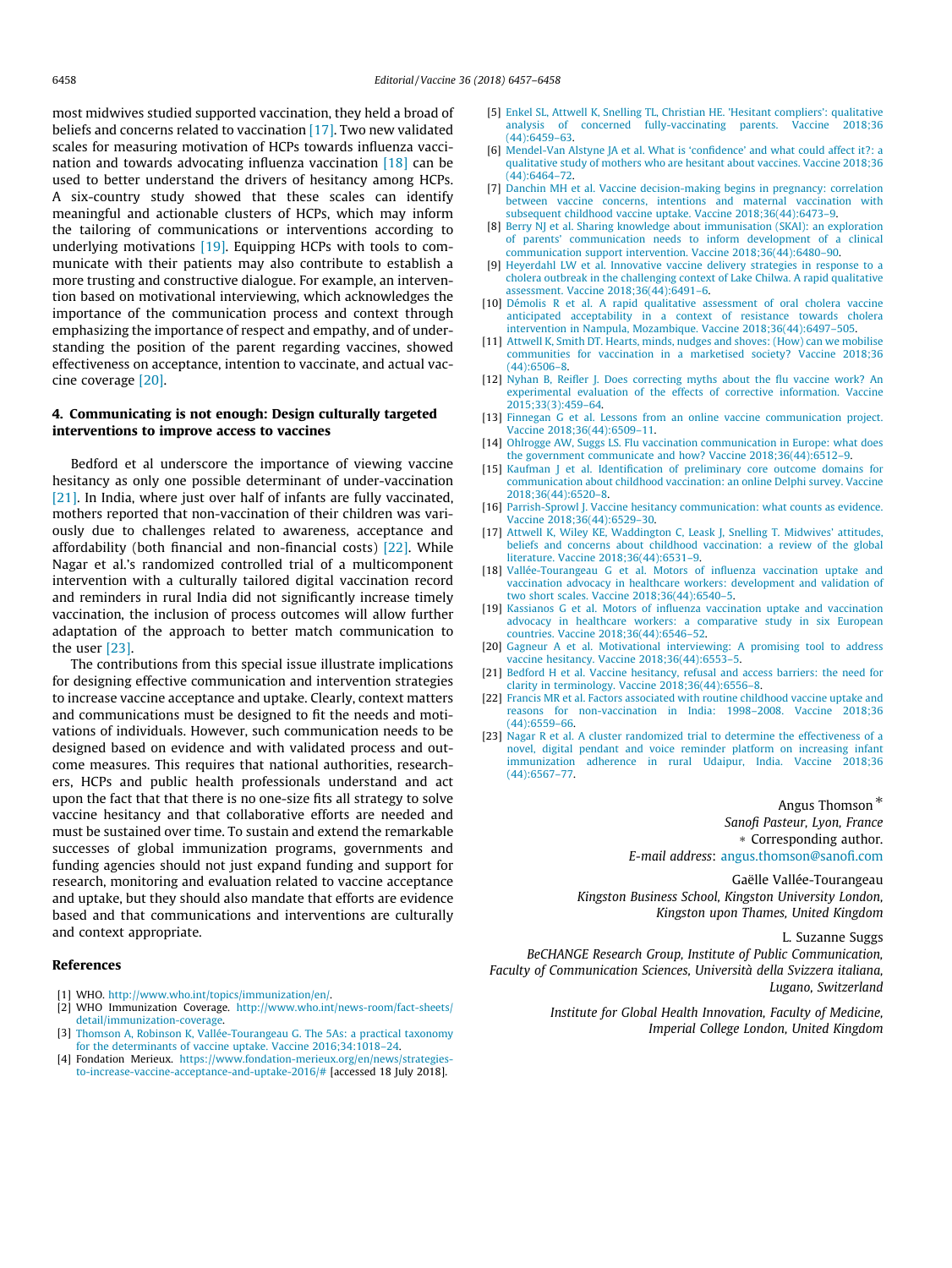most midwives studied supported vaccination, they held a broad of beliefs and concerns related to vaccination [17]. Two new validated scales for measuring motivation of HCPs towards influenza vaccination and towards advocating influenza vaccination [18] can be used to better understand the drivers of hesitancy among HCPs. A six-country study showed that these scales can identify meaningful and actionable clusters of HCPs, which may inform the tailoring of communications or interventions according to underlying motivations [19]. Equipping HCPs with tools to communicate with their patients may also contribute to establish a more trusting and constructive dialogue. For example, an intervention based on motivational interviewing, which acknowledges the importance of the communication process and context through emphasizing the importance of respect and empathy, and of understanding the position of the parent regarding vaccines, showed effectiveness on acceptance, intention to vaccinate, and actual vaccine coverage [20].

## 4. Communicating is not enough: Design culturally targeted interventions to improve access to vaccines

Bedford et al underscore the importance of viewing vaccine hesitancy as only one possible determinant of under-vaccination [21]. In India, where just over half of infants are fully vaccinated, mothers reported that non-vaccination of their children was variously due to challenges related to awareness, acceptance and affordability (both financial and non-financial costs) [22]. While Nagar et al.'s randomized controlled trial of a multicomponent intervention with a culturally tailored digital vaccination record and reminders in rural India did not significantly increase timely vaccination, the inclusion of process outcomes will allow further adaptation of the approach to better match communication to the user [23].

The contributions from this special issue illustrate implications for designing effective communication and intervention strategies to increase vaccine acceptance and uptake. Clearly, context matters and communications must be designed to fit the needs and motivations of individuals. However, such communication needs to be designed based on evidence and with validated process and outcome measures. This requires that national authorities, researchers, HCPs and public health professionals understand and act upon the fact that that there is no one-size fits all strategy to solve vaccine hesitancy and that collaborative efforts are needed and must be sustained over time. To sustain and extend the remarkable successes of global immunization programs, governments and funding agencies should not just expand funding and support for research, monitoring and evaluation related to vaccine acceptance and uptake, but they should also mandate that efforts are evidence based and that communications and interventions are culturally and context appropriate.

## References

[1] WHO. http://www.who.int/topics/immunization/en/.
[2] WHO Immunization Coverage. http://www.who.int/news-room/fact-sheets/detail/immunization-coverage.
[3] Thomson A, Robinson K, Vallée-Tourangeau G. The 5As: a practical taxonomy for the determinants of vaccine uptake. Vaccine 2016;34:1018–24.
[4] Fondation Merieux. https://www.fondation-merieux.org/en/news/strategies-to-increase-vaccine-acceptance-and-uptake-2016/# [accessed 18 July 2018].
[5] Enkel SL, Attwell K, Snelling TL, Christian HE. 'Hesitant compliers': qualitative analysis of concerned fully-vaccinating parents. Vaccine 2018;36(44):6459–63.
[6] Mendel-Van Alstyne JA et al. What is 'confidence' and what could affect it?: a qualitative study of mothers who are hesitant about vaccines. Vaccine 2018;36(44):6464–72.
[7] Danchin MH et al. Vaccine decision-making begins in pregnancy: correlation between vaccine concerns, intentions and maternal vaccination with subsequent childhood vaccine uptake. Vaccine 2018;36(44):6473–9.
[8] Berry NJ et al. Sharing knowledge about immunisation (SKAI): an exploration of parents' communication needs to inform development of a clinical communication support intervention. Vaccine 2018;36(44):6480–90.
[9] Heyerdahl LW et al. Innovative vaccine delivery strategies in response to a cholera outbreak in the challenging context of Lake Chilwa. A rapid qualitative assessment. Vaccine 2018;36(44):6491–6.
[10] Démolis R et al. A rapid qualitative assessment of oral cholera vaccine anticipated acceptability in a context of resistance towards cholera intervention in Nampula, Mozambique. Vaccine 2018;36(44):6497–505.
[11] Attwell K, Smith DT. Hearts, minds, nudges and shoves: (How) can we mobilise communities for vaccination in a marketised society? Vaccine 2018;36(44):6506–8.
[12] Nyhan B, Reifler J. Does correcting myths about the flu vaccine work? An experimental evaluation of the effects of corrective information. Vaccine 2015;33(3):459–64.
[13] Finnegan G et al. Lessons from an online vaccine communication project. Vaccine 2018;36(44):6509–11.
[14] Ohlrogge AW, Suggs LS. Flu vaccination communication in Europe: what does the government communicate and how? Vaccine 2018;36(44):6512–9.
[15] Kaufman J et al. Identification of preliminary core outcome domains for communication about childhood vaccination: an online Delphi survey. Vaccine 2018;36(44):6520–8.
[16] Parrish-Sprowl J. Vaccine hesitancy communication: what counts as evidence. Vaccine 2018;36(44):6529–30.
[17] Attwell K, Wiley KE, Waddington C, Leask J, Snelling T. Midwives' attitudes, beliefs and concerns about childhood vaccination: a review of the global literature. Vaccine 2018;36(44):6531–9.
[18] Vallée-Tourangeau G et al. Motors of influenza vaccination uptake and vaccination advocacy in healthcare workers: development and validation of two short scales. Vaccine 2018;36(44):6540–5.
[19] Kassianos G et al. Motors of influenza vaccination uptake and vaccination advocacy in healthcare workers: a comparative study in six European countries. Vaccine 2018;36(44):6546–52.
[20] Gagneur A et al. Motivational interviewing: A promising tool to address vaccine hesitancy. Vaccine 2018;36(44):6553–5.
[21] Bedford H et al. Vaccine hesitancy, refusal and access barriers: the need for clarity in terminology. Vaccine 2018;36(44):6556–8.
[22] Francis MR et al. Factors associated with routine childhood vaccine uptake and reasons for non-vaccination in India: 1998–2008. Vaccine 2018;36(44):6559–66.
[23] Nagar R et al. A cluster randomized trial to determine the effectiveness of a novel, digital pendant and voice reminder platform on increasing infant immunization adherence in rural Udaipur, India. Vaccine 2018;36(44):6567–77.

Angus Thomson *
*Sanofi Pasteur, Lyon, France*
* Corresponding author.
*E-mail address:* angus.thomson@sanofi.com

Gaëlle Vallée-Tourangeau
*Kingston Business School, Kingston University London, Kingston upon Thames, United Kingdom*

L. Suzanne Suggs
*BeCHANGE Research Group, Institute of Public Communication, Faculty of Communication Sciences, Università della Svizzera italiana, Lugano, Switzerland*

*Institute for Global Health Innovation, Faculty of Medicine, Imperial College London, United Kingdom*